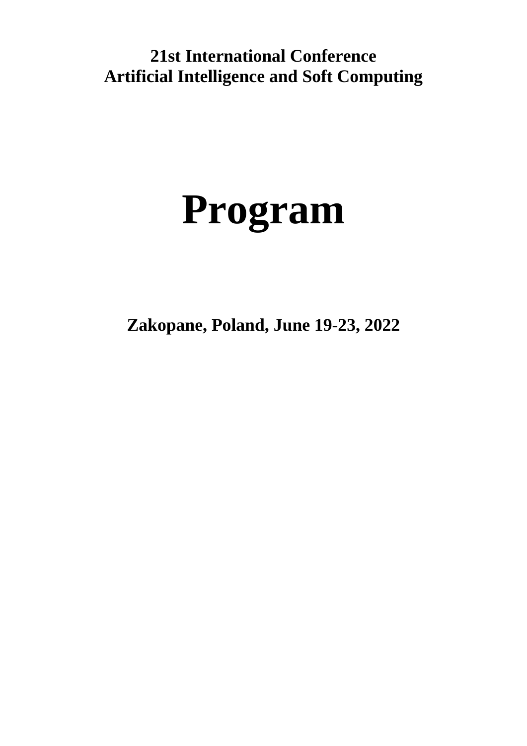**21st International Conference**
**Artificial Intelligence and Soft Computing**

# Program

**Zakopane, Poland, June 19-23, 2022**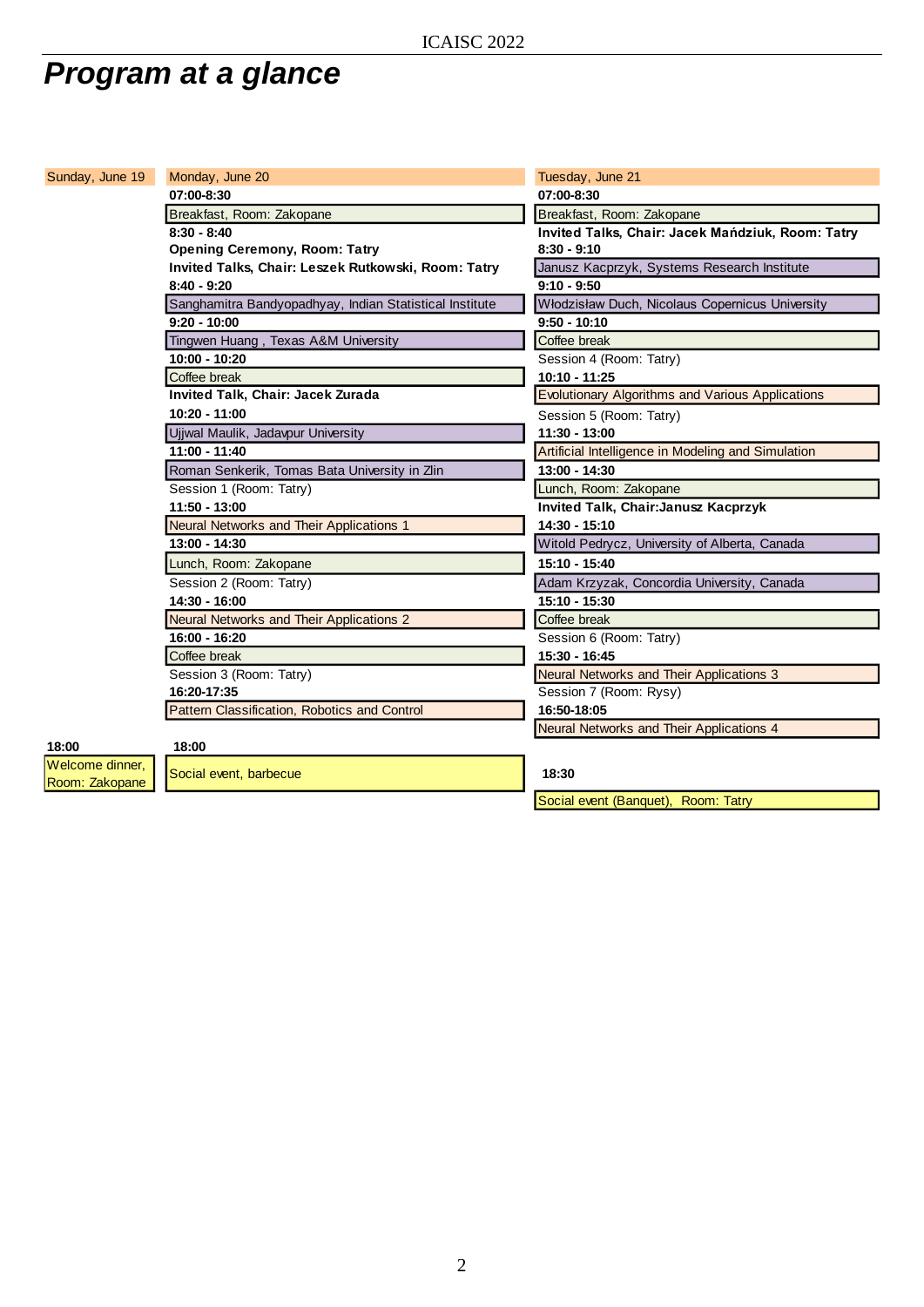# *Program at a glance*

**Sunday, June 19**

**18:00**

Welcome dinner, Room: Zakopane

**Monday, June 20**

**07:00-8:30**

Breakfast, Room: Zakopane

**8:30 - 8:40**

**Opening Ceremony, Room: Tatry**

**Invited Talks, Chair: Leszek Rutkowski, Room: Tatry**

**8:40 - 9:20**

Sanghamitra Bandyopadhyay, Indian Statistical Institute

**9:20 - 10:00**

Tingwen Huang , Texas A&M University

**10:00 - 10:20**

Coffee break

**Invited Talk, Chair: Jacek Zurada**

**10:20 - 11:00**

Ujjwal Maulik, Jadavpur University

**11:00 - 11:40**

Roman Senkerik, Tomas Bata University in Zlin

Session 1 (Room: Tatry)

**11:50 - 13:00**

Neural Networks and Their Applications 1

**13:00 - 14:30**

Lunch, Room: Zakopane

Session 2 (Room: Tatry)

**14:30 - 16:00**

Neural Networks and Their Applications 2

**16:00 - 16:20**

Coffee break

Session 3 (Room: Tatry)

**16:20-17:35**

Pattern Classification, Robotics and Control

**18:00**

Social event, barbecue

**Tuesday, June 21**

**07:00-8:30**

Breakfast, Room: Zakopane

**Invited Talks, Chair: Jacek Mańdziuk, Room: Tatry**

**8:30 - 9:10**

Janusz Kacprzyk, Systems Research Institute

**9:10 - 9:50**

Włodzisław Duch, Nicolaus Copernicus University

**9:50 - 10:10**

Coffee break

Session 4 (Room: Tatry)

**10:10 - 11:25**

Evolutionary Algorithms and Various Applications

Session 5 (Room: Tatry)

**11:30 - 13:00**

Artificial Intelligence in Modeling and Simulation

**13:00 - 14:30**

Lunch, Room: Zakopane

**Invited Talk, Chair:Janusz Kacprzyk**

**14:30 - 15:10**

Witold Pedrycz, University of Alberta, Canada

**15:10 - 15:40**

Adam Krzyzak, Concordia University, Canada

**15:10 - 15:30**

Coffee break

Session 6 (Room: Tatry)

**15:30 - 16:45**

Neural Networks and Their Applications 3

Session 7 (Room: Rysy)

**16:50-18:05**

Neural Networks and Their Applications 4

**18:30**

Social event (Banquet), Room: Tatry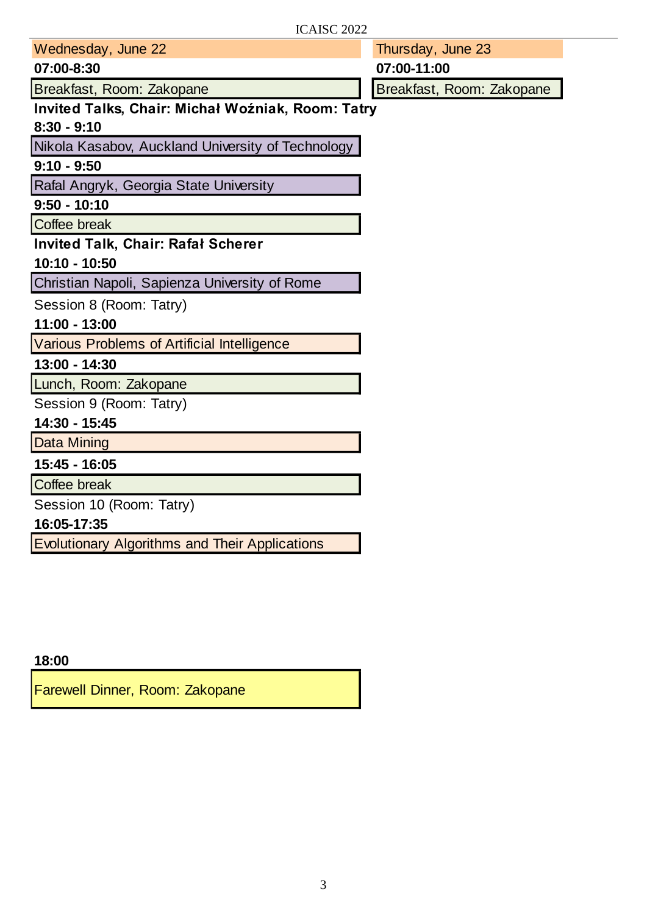## Wednesday, June 22

**07:00-8:30**

Breakfast, Room: Zakopane

**Invited Talks, Chair: Michał Woźniak, Room: Tatry**

**8:30 - 9:10**

Nikola Kasabov, Auckland University of Technology

**9:10 - 9:50**

Rafal Angryk, Georgia State University

**9:50 - 10:10**

Coffee break

**Invited Talk, Chair: Rafał Scherer**

**10:10 - 10:50**

Christian Napoli, Sapienza University of Rome

Session 8 (Room: Tatry)

**11:00 - 13:00**

Various Problems of Artificial Intelligence

**13:00 - 14:30**

Lunch, Room: Zakopane

Session 9 (Room: Tatry)

**14:30 - 15:45**

Data Mining

**15:45 - 16:05**

Coffee break

Session 10 (Room: Tatry)

**16:05-17:35**

Evolutionary Algorithms and Their Applications

**18:00**

Farewell Dinner, Room: Zakopane

## Thursday, June 23

**07:00-11:00**

Breakfast, Room: Zakopane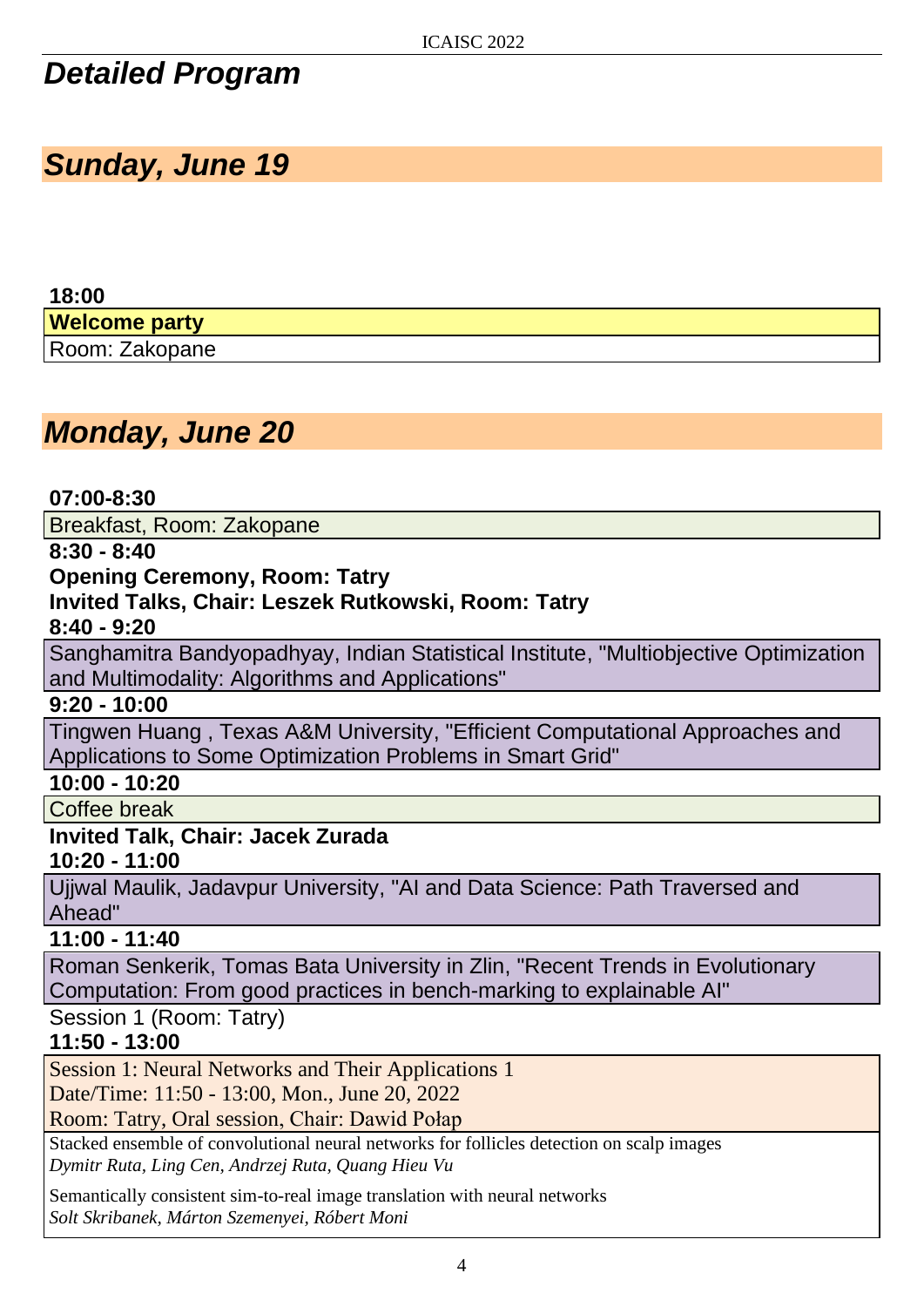# Detailed Program

## Sunday, June 19

**18:00**

**Welcome party**

Room: Zakopane

## Monday, June 20

**07:00-8:30**

Breakfast, Room: Zakopane

**8:30 - 8:40**

**Opening Ceremony, Room: Tatry**

**Invited Talks, Chair: Leszek Rutkowski, Room: Tatry**

**8:40 - 9:20**

Sanghamitra Bandyopadhyay, Indian Statistical Institute, "Multiobjective Optimization and Multimodality: Algorithms and Applications"

**9:20 - 10:00**

Tingwen Huang , Texas A&M University, "Efficient Computational Approaches and Applications to Some Optimization Problems in Smart Grid"

**10:00 - 10:20**

Coffee break

**Invited Talk, Chair: Jacek Zurada**

**10:20 - 11:00**

Ujjwal Maulik, Jadavpur University, "AI and Data Science: Path Traversed and Ahead"

**11:00 - 11:40**

Roman Senkerik, Tomas Bata University in Zlin, "Recent Trends in Evolutionary Computation: From good practices in bench-marking to explainable AI"

Session 1 (Room: Tatry)

**11:50 - 13:00**

Session 1: Neural Networks and Their Applications 1
Date/Time: 11:50 - 13:00, Mon., June 20, 2022
Room: Tatry, Oral session, Chair: Dawid Połap

Stacked ensemble of convolutional neural networks for follicles detection on scalp images
*Dymitr Ruta, Ling Cen, Andrzej Ruta, Quang Hieu Vu*

Semantically consistent sim-to-real image translation with neural networks
*Solt Skribanek, Márton Szemenyei, Róbert Moni*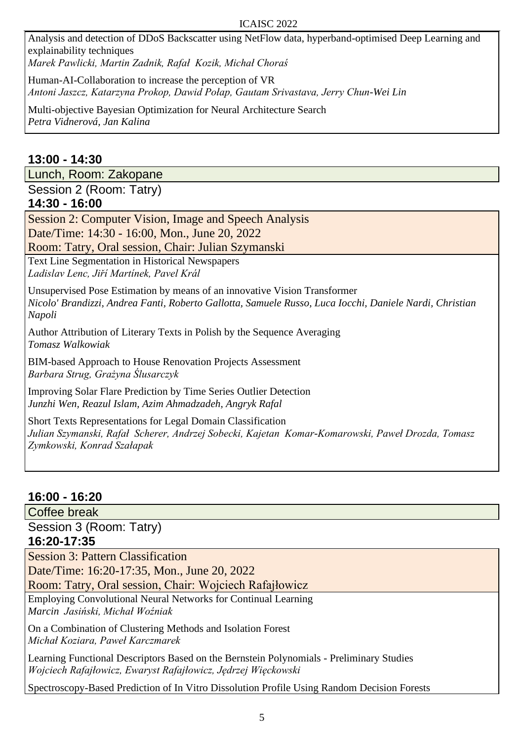Analysis and detection of DDoS Backscatter using NetFlow data, hyperband-optimised Deep Learning and explainability techniques
*Marek Pawlicki, Martin Zadnik, Rafał Kozik, Michał Choraś*

Human-AI-Collaboration to increase the perception of VR
*Antoni Jaszcz, Katarzyna Prokop, Dawid Połap, Gautam Srivastava, Jerry Chun-Wei Lin*

Multi-objective Bayesian Optimization for Neural Architecture Search
*Petra Vidnerová, Jan Kalina*

## 13:00 - 14:30

Lunch, Room: Zakopane

Session 2 (Room: Tatry)

## 14:30 - 16:00

Session 2: Computer Vision, Image and Speech Analysis
Date/Time: 14:30 - 16:00, Mon., June 20, 2022
Room: Tatry, Oral session, Chair: Julian Szymanski

Text Line Segmentation in Historical Newspapers
*Ladislav Lenc, Jiří Martínek, Pavel Král*

Unsupervised Pose Estimation by means of an innovative Vision Transformer
*Nicolo' Brandizzi, Andrea Fanti, Roberto Gallotta, Samuele Russo, Luca Iocchi, Daniele Nardi, Christian Napoli*

Author Attribution of Literary Texts in Polish by the Sequence Averaging
*Tomasz Walkowiak*

BIM-based Approach to House Renovation Projects Assessment
*Barbara Strug, Grażyna Ślusarczyk*

Improving Solar Flare Prediction by Time Series Outlier Detection
*Junzhi Wen, Reazul Islam, Azim Ahmadzadeh, Angryk Rafal*

Short Texts Representations for Legal Domain Classification
*Julian Szymanski, Rafał Scherer, Andrzej Sobecki, Kajetan Komar-Komarowski, Paweł Drozda, Tomasz Zymkowski, Konrad Szałapak*

## 16:00 - 16:20

Coffee break

Session 3 (Room: Tatry)

## 16:20-17:35

Session 3: Pattern Classification
Date/Time: 16:20-17:35, Mon., June 20, 2022
Room: Tatry, Oral session, Chair: Wojciech Rafajłowicz

Employing Convolutional Neural Networks for Continual Learning
*Marcin Jasiński, Michał Woźniak*

On a Combination of Clustering Methods and Isolation Forest
*Michał Koziara, Paweł Karczmarek*

Learning Functional Descriptors Based on the Bernstein Polynomials - Preliminary Studies
*Wojciech Rafajłowicz, Ewaryst Rafajłowicz, Jędrzej Więckowski*

Spectroscopy-Based Prediction of In Vitro Dissolution Profile Using Random Decision Forests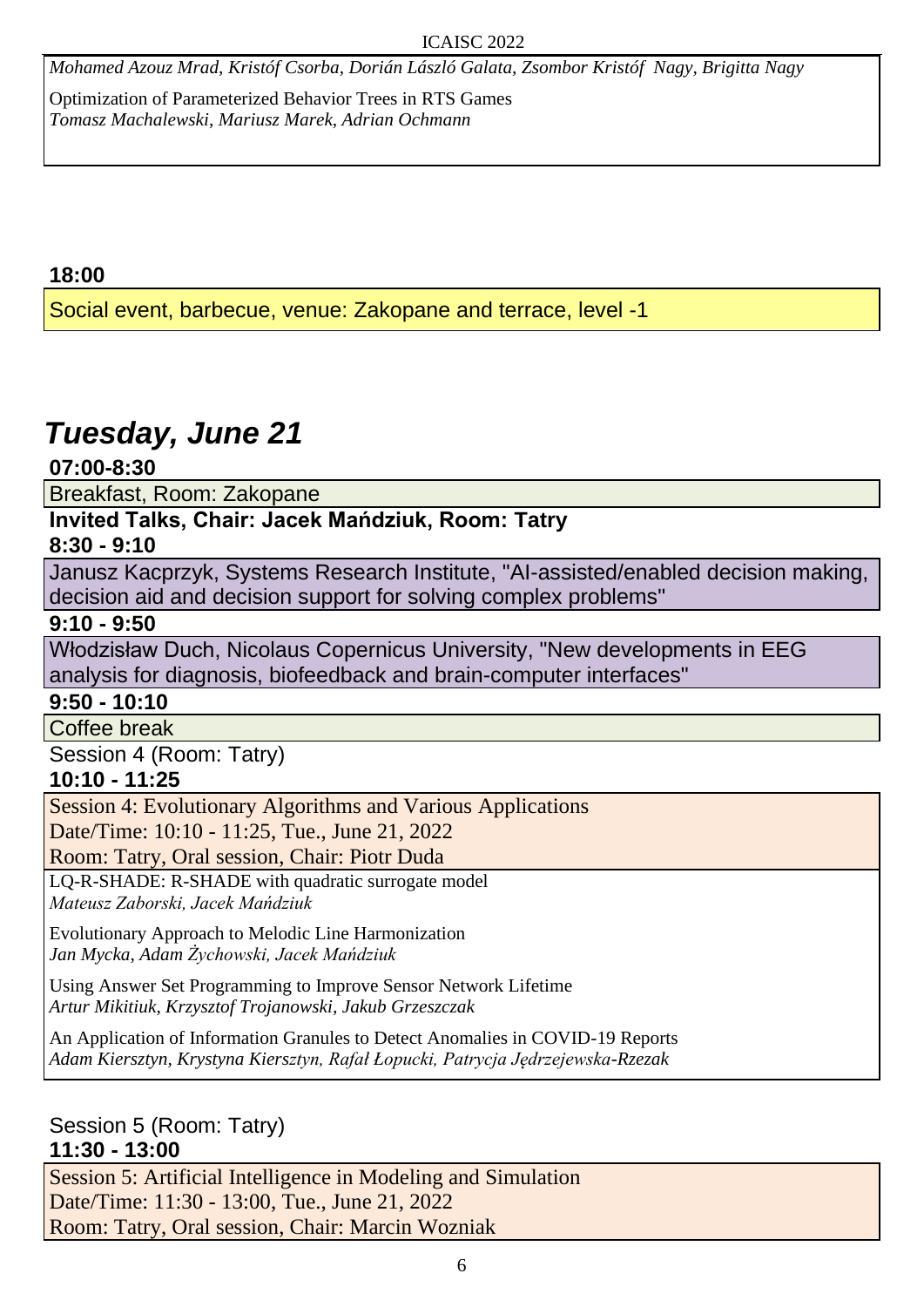*Mohamed Azouz Mrad, Kristóf Csorba, Dorián László Galata, Zsombor Kristóf Nagy, Brigitta Nagy*

Optimization of Parameterized Behavior Trees in RTS Games
*Tomasz Machalewski, Mariusz Marek, Adrian Ochmann*

**18:00**

Social event, barbecue, venue: Zakopane and terrace, level -1

## *Tuesday, June 21*

**07:00-8:30**

Breakfast, Room: Zakopane

**Invited Talks, Chair: Jacek Mańdziuk, Room: Tatry**

**8:30 - 9:10**

Janusz Kacprzyk, Systems Research Institute, "AI-assisted/enabled decision making, decision aid and decision support for solving complex problems"

**9:10 - 9:50**

Włodzisław Duch, Nicolaus Copernicus University, "New developments in EEG analysis for diagnosis, biofeedback and brain-computer interfaces"

**9:50 - 10:10**

Coffee break

Session 4 (Room: Tatry)

**10:10 - 11:25**

Session 4: Evolutionary Algorithms and Various Applications
Date/Time: 10:10 - 11:25, Tue., June 21, 2022
Room: Tatry, Oral session, Chair: Piotr Duda

LQ-R-SHADE: R-SHADE with quadratic surrogate model
*Mateusz Zaborski, Jacek Mańdziuk*

Evolutionary Approach to Melodic Line Harmonization
*Jan Mycka, Adam Żychowski, Jacek Mańdziuk*

Using Answer Set Programming to Improve Sensor Network Lifetime
*Artur Mikitiuk, Krzysztof Trojanowski, Jakub Grzeszczak*

An Application of Information Granules to Detect Anomalies in COVID-19 Reports
*Adam Kiersztyn, Krystyna Kiersztyn, Rafał Łopucki, Patrycja Jędrzejewska-Rzezak*

Session 5 (Room: Tatry)

**11:30 - 13:00**

Session 5: Artificial Intelligence in Modeling and Simulation
Date/Time: 11:30 - 13:00, Tue., June 21, 2022
Room: Tatry, Oral session, Chair: Marcin Wozniak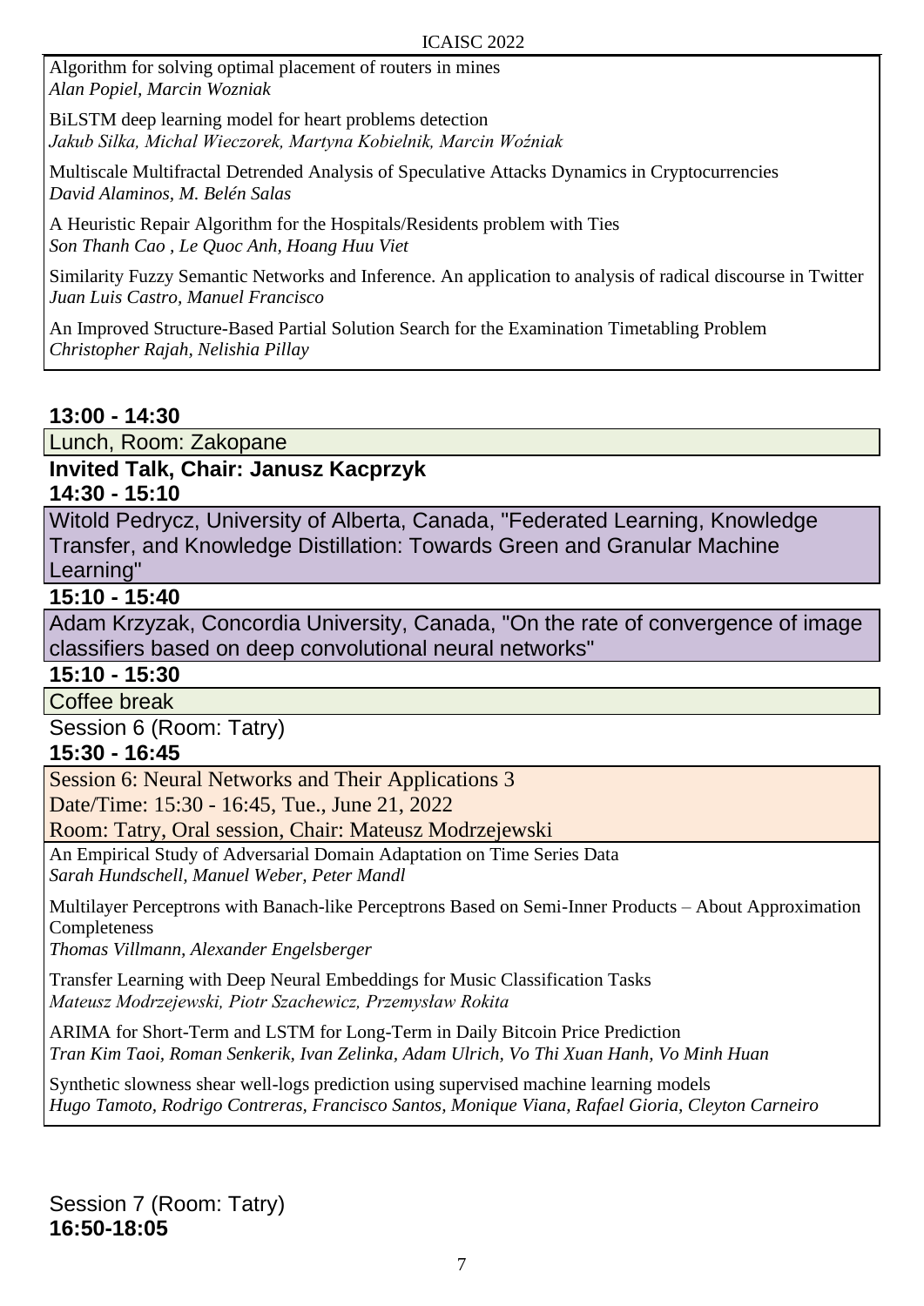Algorithm for solving optimal placement of routers in mines
*Alan Popiel, Marcin Wozniak*

BiLSTM deep learning model for heart problems detection
*Jakub Silka, Michal Wieczorek, Martyna Kobielnik, Marcin Woźniak*

Multiscale Multifractal Detrended Analysis of Speculative Attacks Dynamics in Cryptocurrencies
*David Alaminos, M. Belén Salas*

A Heuristic Repair Algorithm for the Hospitals/Residents problem with Ties
*Son Thanh Cao , Le Quoc Anh, Hoang Huu Viet*

Similarity Fuzzy Semantic Networks and Inference. An application to analysis of radical discourse in Twitter
*Juan Luis Castro, Manuel Francisco*

An Improved Structure-Based Partial Solution Search for the Examination Timetabling Problem
*Christopher Rajah, Nelishia Pillay*

**13:00 - 14:30**

Lunch, Room: Zakopane

**Invited Talk, Chair: Janusz Kacprzyk**

**14:30 - 15:10**

Witold Pedrycz, University of Alberta, Canada, "Federated Learning, Knowledge Transfer, and Knowledge Distillation: Towards Green and Granular Machine Learning"

**15:10 - 15:40**

Adam Krzyzak, Concordia University, Canada, "On the rate of convergence of image classifiers based on deep convolutional neural networks"

**15:10 - 15:30**

Coffee break

Session 6 (Room: Tatry)

**15:30 - 16:45**

Session 6: Neural Networks and Their Applications 3
Date/Time: 15:30 - 16:45, Tue., June 21, 2022
Room: Tatry, Oral session, Chair: Mateusz Modrzejewski

An Empirical Study of Adversarial Domain Adaptation on Time Series Data
*Sarah Hundschell, Manuel Weber, Peter Mandl*

Multilayer Perceptrons with Banach-like Perceptrons Based on Semi-Inner Products – About Approximation Completeness
*Thomas Villmann, Alexander Engelsberger*

Transfer Learning with Deep Neural Embeddings for Music Classification Tasks
*Mateusz Modrzejewski, Piotr Szachewicz, Przemysław Rokita*

ARIMA for Short-Term and LSTM for Long-Term in Daily Bitcoin Price Prediction
*Tran Kim Taoi, Roman Senkerik, Ivan Zelinka, Adam Ulrich, Vo Thi Xuan Hanh, Vo Minh Huan*

Synthetic slowness shear well-logs prediction using supervised machine learning models
*Hugo Tamoto, Rodrigo Contreras, Francisco Santos, Monique Viana, Rafael Gioria, Cleyton Carneiro*

Session 7 (Room: Tatry)

**16:50-18:05**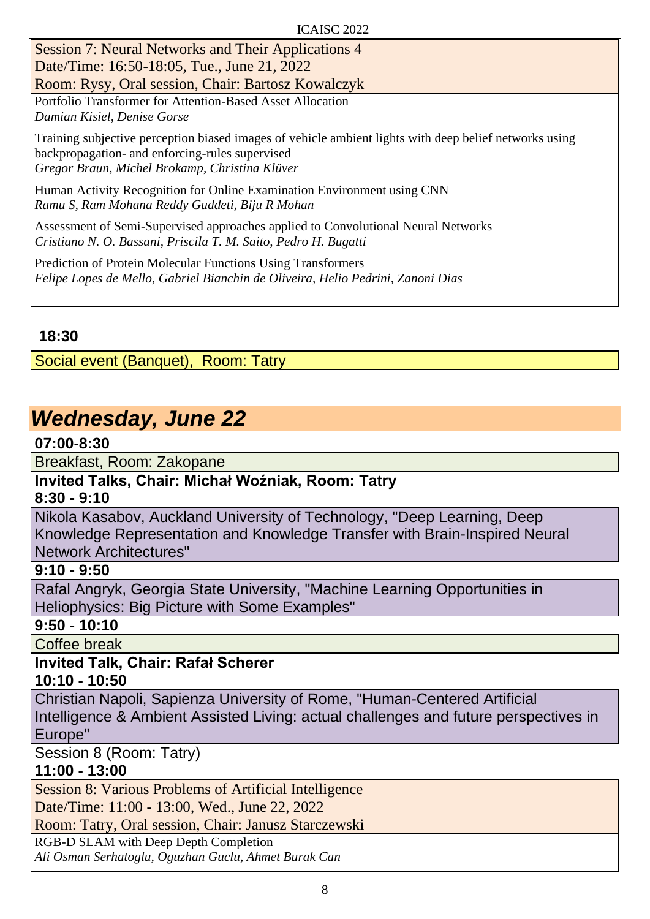Session 7: Neural Networks and Their Applications 4
Date/Time: 16:50-18:05, Tue., June 21, 2022
Room: Rysy, Oral session, Chair: Bartosz Kowalczyk

Portfolio Transformer for Attention-Based Asset Allocation
*Damian Kisiel, Denise Gorse*

Training subjective perception biased images of vehicle ambient lights with deep belief networks using backpropagation- and enforcing-rules supervised
*Gregor Braun, Michel Brokamp, Christina Klüver*

Human Activity Recognition for Online Examination Environment using CNN
*Ramu S, Ram Mohana Reddy Guddeti, Biju R Mohan*

Assessment of Semi-Supervised approaches applied to Convolutional Neural Networks
*Cristiano N. O. Bassani, Priscila T. M. Saito, Pedro H. Bugatti*

Prediction of Protein Molecular Functions Using Transformers
*Felipe Lopes de Mello, Gabriel Bianchin de Oliveira, Helio Pedrini, Zanoni Dias*

**18:30**

Social event (Banquet), Room: Tatry

## Wednesday, June 22

**07:00-8:30**

Breakfast, Room: Zakopane

**Invited Talks, Chair: Michał Woźniak, Room: Tatry**

**8:30 - 9:10**

Nikola Kasabov, Auckland University of Technology, "Deep Learning, Deep Knowledge Representation and Knowledge Transfer with Brain-Inspired Neural Network Architectures"

**9:10 - 9:50**

Rafal Angryk, Georgia State University, "Machine Learning Opportunities in Heliophysics: Big Picture with Some Examples"

**9:50 - 10:10**

Coffee break

**Invited Talk, Chair: Rafał Scherer**

**10:10 - 10:50**

Christian Napoli, Sapienza University of Rome, "Human-Centered Artificial Intelligence & Ambient Assisted Living: actual challenges and future perspectives in Europe"

Session 8 (Room: Tatry)

**11:00 - 13:00**

Session 8: Various Problems of Artificial Intelligence
Date/Time: 11:00 - 13:00, Wed., June 22, 2022
Room: Tatry, Oral session, Chair: Janusz Starczewski

RGB-D SLAM with Deep Depth Completion
*Ali Osman Serhatoglu, Oguzhan Guclu, Ahmet Burak Can*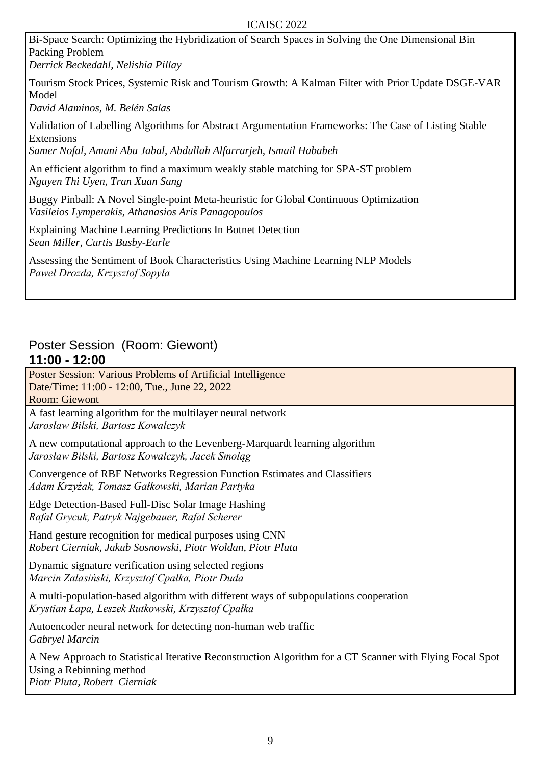Bi-Space Search: Optimizing the Hybridization of Search Spaces in Solving the One Dimensional Bin Packing Problem
*Derrick Beckedahl, Nelishia Pillay*

Tourism Stock Prices, Systemic Risk and Tourism Growth: A Kalman Filter with Prior Update DSGE-VAR Model
*David Alaminos, M. Belén Salas*

Validation of Labelling Algorithms for Abstract Argumentation Frameworks: The Case of Listing Stable Extensions
*Samer Nofal, Amani Abu Jabal, Abdullah Alfarrarjeh, Ismail Hababeh*

An efficient algorithm to find a maximum weakly stable matching for SPA-ST problem
*Nguyen Thi Uyen, Tran Xuan Sang*

Buggy Pinball: A Novel Single-point Meta-heuristic for Global Continuous Optimization
*Vasileios Lymperakis, Athanasios Aris Panagopoulos*

Explaining Machine Learning Predictions In Botnet Detection
*Sean Miller, Curtis Busby-Earle*

Assessing the Sentiment of Book Characteristics Using Machine Learning NLP Models
*Paweł Drozda, Krzysztof Sopyła*

## Poster Session (Room: Giewont)

**11:00 - 12:00**

Poster Session: Various Problems of Artificial Intelligence
Date/Time: 11:00 - 12:00, Tue., June 22, 2022
Room: Giewont

A fast learning algorithm for the multilayer neural network
*Jarosław Bilski, Bartosz Kowalczyk*

A new computational approach to the Levenberg-Marquardt learning algorithm
*Jarosław Bilski, Bartosz Kowalczyk, Jacek Smoląg*

Convergence of RBF Networks Regression Function Estimates and Classifiers
*Adam Krzyżak, Tomasz Gałkowski, Marian Partyka*

Edge Detection-Based Full-Disc Solar Image Hashing
*Rafał Grycuk, Patryk Najgebauer, Rafał Scherer*

Hand gesture recognition for medical purposes using CNN
*Robert Cierniak, Jakub Sosnowski, Piotr Woldan, Piotr Pluta*

Dynamic signature verification using selected regions
*Marcin Zalasiński, Krzysztof Cpałka, Piotr Duda*

A multi-population-based algorithm with different ways of subpopulations cooperation
*Krystian Łapa, Leszek Rutkowski, Krzysztof Cpałka*

Autoencoder neural network for detecting non-human web traffic
*Gabryel Marcin*

A New Approach to Statistical Iterative Reconstruction Algorithm for a CT Scanner with Flying Focal Spot Using a Rebinning method
*Piotr Pluta, Robert Cierniak*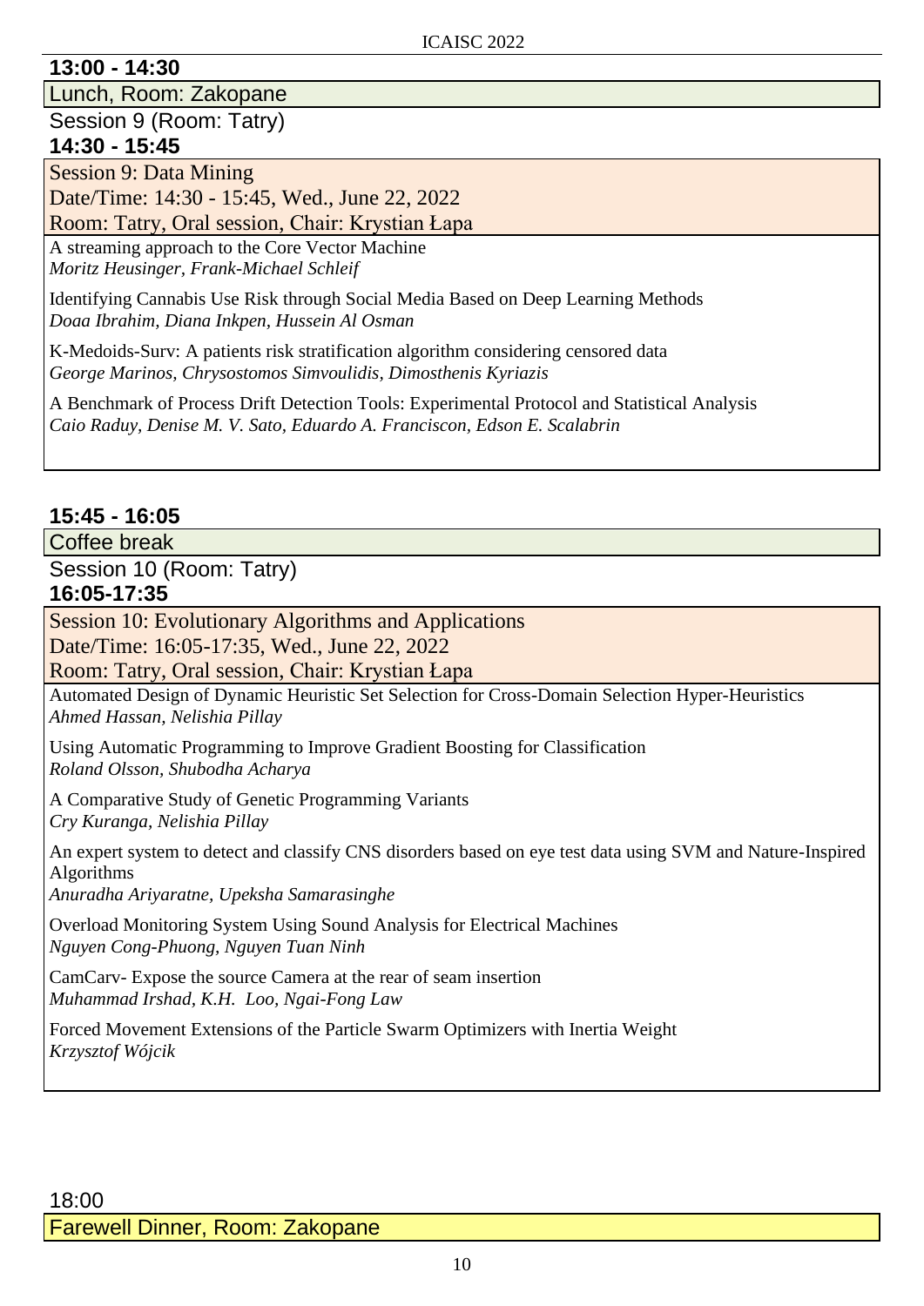**13:00 - 14:30**

Lunch, Room: Zakopane

Session 9 (Room: Tatry)

**14:30 - 15:45**

Session 9: Data Mining
Date/Time: 14:30 - 15:45, Wed., June 22, 2022
Room: Tatry, Oral session, Chair: Krystian Łapa

A streaming approach to the Core Vector Machine
*Moritz Heusinger, Frank-Michael Schleif*

Identifying Cannabis Use Risk through Social Media Based on Deep Learning Methods
*Doaa Ibrahim, Diana Inkpen, Hussein Al Osman*

K-Medoids-Surv: A patients risk stratification algorithm considering censored data
*George Marinos, Chrysostomos Simvoulidis, Dimosthenis Kyriazis*

A Benchmark of Process Drift Detection Tools: Experimental Protocol and Statistical Analysis
*Caio Raduy, Denise M. V. Sato, Eduardo A. Franciscon, Edson E. Scalabrin*

**15:45 - 16:05**

Coffee break

Session 10 (Room: Tatry)

**16:05-17:35**

Session 10: Evolutionary Algorithms and Applications
Date/Time: 16:05-17:35, Wed., June 22, 2022
Room: Tatry, Oral session, Chair: Krystian Łapa

Automated Design of Dynamic Heuristic Set Selection for Cross-Domain Selection Hyper-Heuristics
*Ahmed Hassan, Nelishia Pillay*

Using Automatic Programming to Improve Gradient Boosting for Classification
*Roland Olsson, Shubodha Acharya*

A Comparative Study of Genetic Programming Variants
*Cry Kuranga, Nelishia Pillay*

An expert system to detect and classify CNS disorders based on eye test data using SVM and Nature-Inspired Algorithms
*Anuradha Ariyaratne, Upeksha Samarasinghe*

Overload Monitoring System Using Sound Analysis for Electrical Machines
*Nguyen Cong-Phuong, Nguyen Tuan Ninh*

CamCarv- Expose the source Camera at the rear of seam insertion
*Muhammad Irshad, K.H. Loo, Ngai-Fong Law*

Forced Movement Extensions of the Particle Swarm Optimizers with Inertia Weight
*Krzysztof Wójcik*

18:00

Farewell Dinner, Room: Zakopane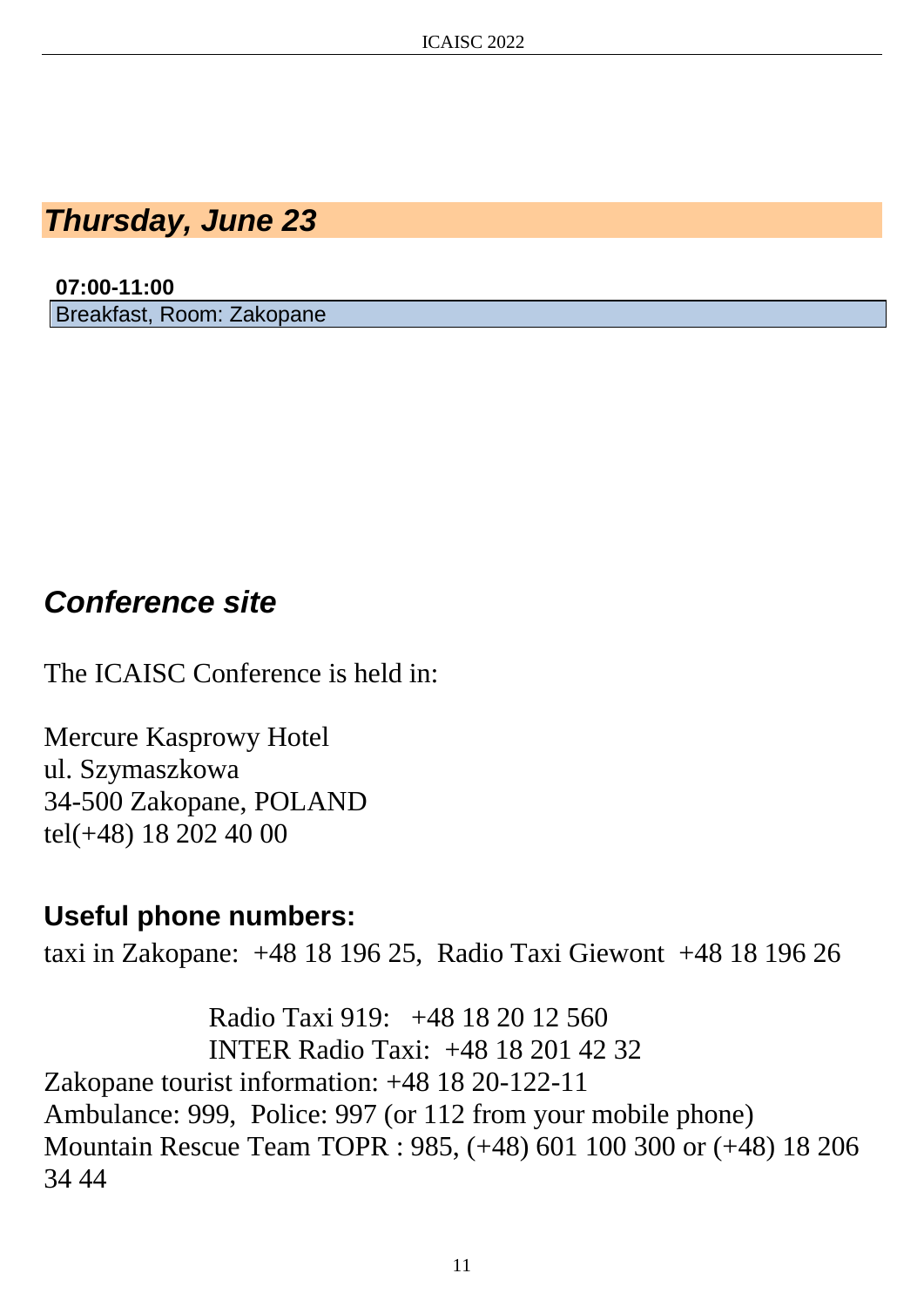## *Thursday, June 23*

**07:00-11:00**

Breakfast, Room: Zakopane

## *Conference site*

The ICAISC Conference is held in:

Mercure Kasprowy Hotel  
ul. Szymaszkowa  
34-500 Zakopane, POLAND  
tel(+48) 18 202 40 00

### Useful phone numbers:

taxi in Zakopane: +48 18 196 25, Radio Taxi Giewont +48 18 196 26

Radio Taxi 919: +48 18 20 12 560  
INTER Radio Taxi: +48 18 201 42 32

Zakopane tourist information: +48 18 20-122-11  
Ambulance: 999, Police: 997 (or 112 from your mobile phone)  
Mountain Rescue Team TOPR : 985, (+48) 601 100 300 or (+48) 18 206 34 44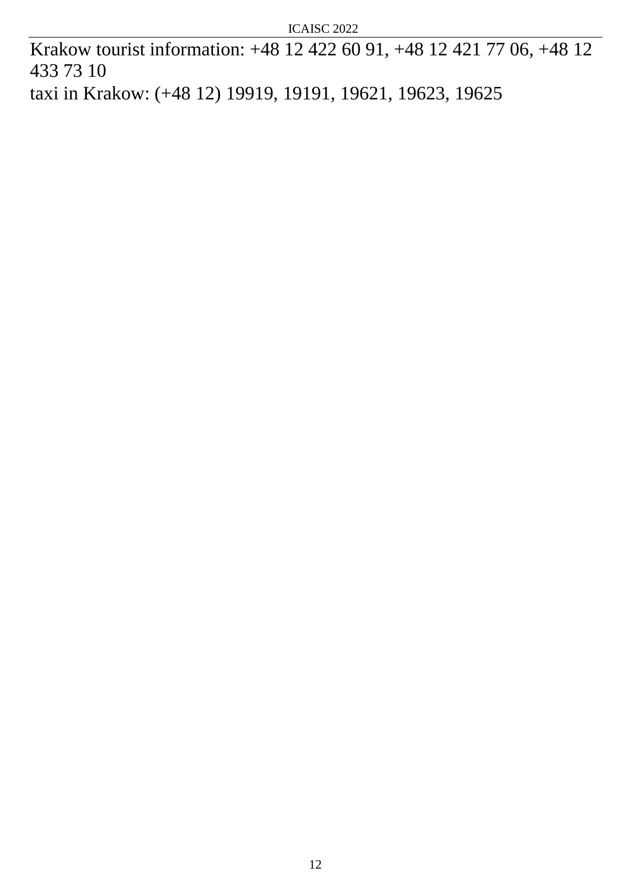Krakow tourist information: +48 12 422 60 91, +48 12 421 77 06, +48 12 433 73 10

taxi in Krakow: (+48 12) 19919, 19191, 19621, 19623, 19625